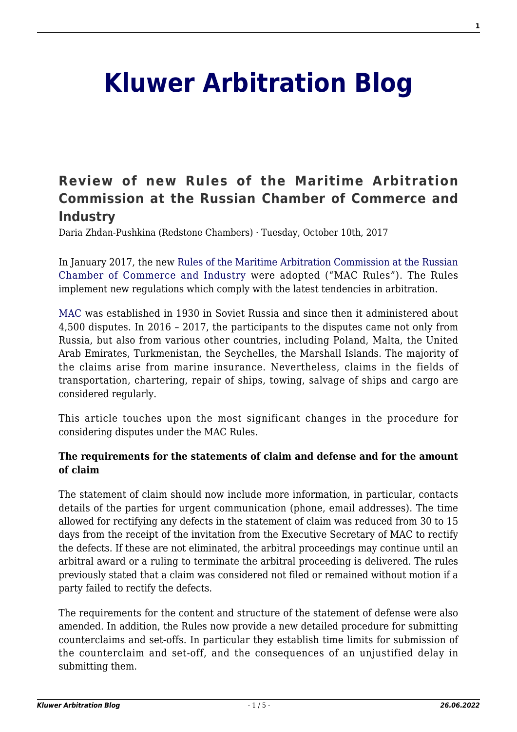# Kluwer Arbitration Blog

## Review of new Rules of the Maritime Arbitration Commission at the Russian Chamber of Commerce and Industry

Daria Zhdan-Pushkina (Redstone Chambers) · Tuesday, October 10th, 2017

In January 2017, the new Rules of the Maritime Arbitration Commission at the Russian Chamber of Commerce and Industry were adopted ("MAC Rules"). The Rules implement new regulations which comply with the latest tendencies in arbitration.

MAC was established in 1930 in Soviet Russia and since then it administered about 4,500 disputes. In 2016 – 2017, the participants to the disputes came not only from Russia, but also from various other countries, including Poland, Malta, the United Arab Emirates, Turkmenistan, the Seychelles, the Marshall Islands. The majority of the claims arise from marine insurance. Nevertheless, claims in the fields of transportation, chartering, repair of ships, towing, salvage of ships and cargo are considered regularly.

This article touches upon the most significant changes in the procedure for considering disputes under the MAC Rules.

**The requirements for the statements of claim and defense and for the amount of claim**

The statement of claim should now include more information, in particular, contacts details of the parties for urgent communication (phone, email addresses). The time allowed for rectifying any defects in the statement of claim was reduced from 30 to 15 days from the receipt of the invitation from the Executive Secretary of MAC to rectify the defects. If these are not eliminated, the arbitral proceedings may continue until an arbitral award or a ruling to terminate the arbitral proceeding is delivered. The rules previously stated that a claim was considered not filed or remained without motion if a party failed to rectify the defects.

The requirements for the content and structure of the statement of defense were also amended. In addition, the Rules now provide a new detailed procedure for submitting counterclaims and set-offs. In particular they establish time limits for submission of the counterclaim and set-off, and the consequences of an unjustified delay in submitting them.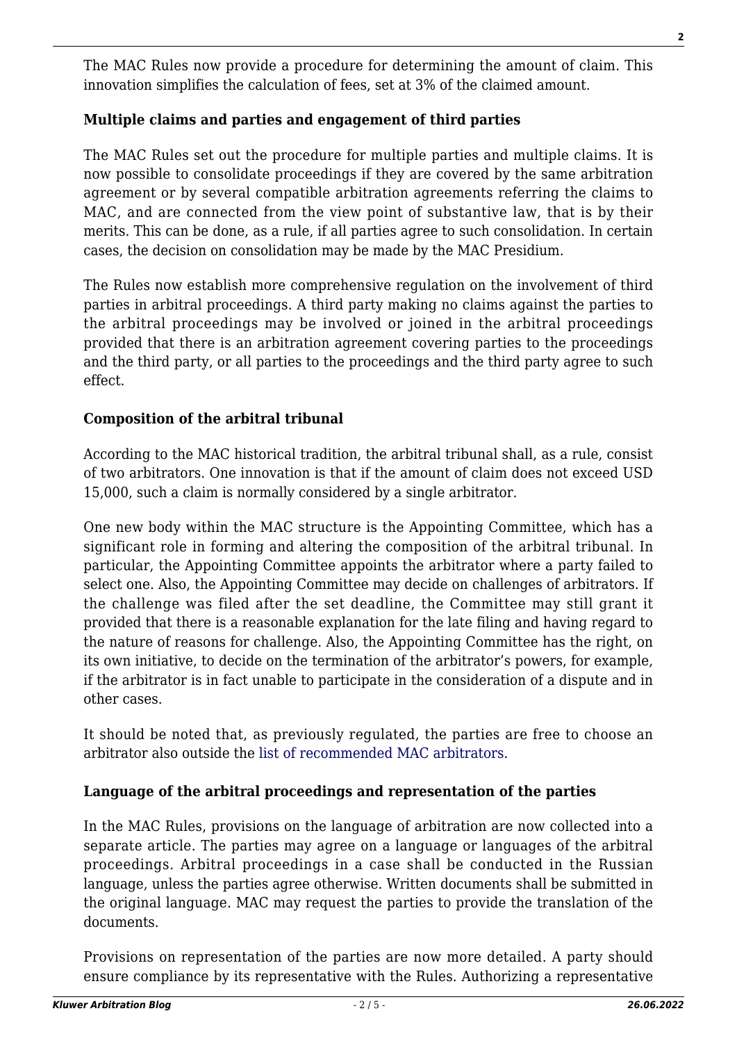The MAC Rules now provide a procedure for determining the amount of claim. This innovation simplifies the calculation of fees, set at 3% of the claimed amount.

**Multiple claims and parties and engagement of third parties**

The MAC Rules set out the procedure for multiple parties and multiple claims. It is now possible to consolidate proceedings if they are covered by the same arbitration agreement or by several compatible arbitration agreements referring the claims to MAC, and are connected from the view point of substantive law, that is by their merits. This can be done, as a rule, if all parties agree to such consolidation. In certain cases, the decision on consolidation may be made by the MAC Presidium.

The Rules now establish more comprehensive regulation on the involvement of third parties in arbitral proceedings. A third party making no claims against the parties to the arbitral proceedings may be involved or joined in the arbitral proceedings provided that there is an arbitration agreement covering parties to the proceedings and the third party, or all parties to the proceedings and the third party agree to such effect.

**Composition of the arbitral tribunal**

According to the MAC historical tradition, the arbitral tribunal shall, as a rule, consist of two arbitrators. One innovation is that if the amount of claim does not exceed USD 15,000, such a claim is normally considered by a single arbitrator.

One new body within the MAC structure is the Appointing Committee, which has a significant role in forming and altering the composition of the arbitral tribunal. In particular, the Appointing Committee appoints the arbitrator where a party failed to select one. Also, the Appointing Committee may decide on challenges of arbitrators. If the challenge was filed after the set deadline, the Committee may still grant it provided that there is a reasonable explanation for the late filing and having regard to the nature of reasons for challenge. Also, the Appointing Committee has the right, on its own initiative, to decide on the termination of the arbitrator's powers, for example, if the arbitrator is in fact unable to participate in the consideration of a dispute and in other cases.

It should be noted that, as previously regulated, the parties are free to choose an arbitrator also outside the list of recommended MAC arbitrators.

**Language of the arbitral proceedings and representation of the parties**

In the MAC Rules, provisions on the language of arbitration are now collected into a separate article. The parties may agree on a language or languages of the arbitral proceedings. Arbitral proceedings in a case shall be conducted in the Russian language, unless the parties agree otherwise. Written documents shall be submitted in the original language. MAC may request the parties to provide the translation of the documents.

Provisions on representation of the parties are now more detailed. A party should ensure compliance by its representative with the Rules. Authorizing a representative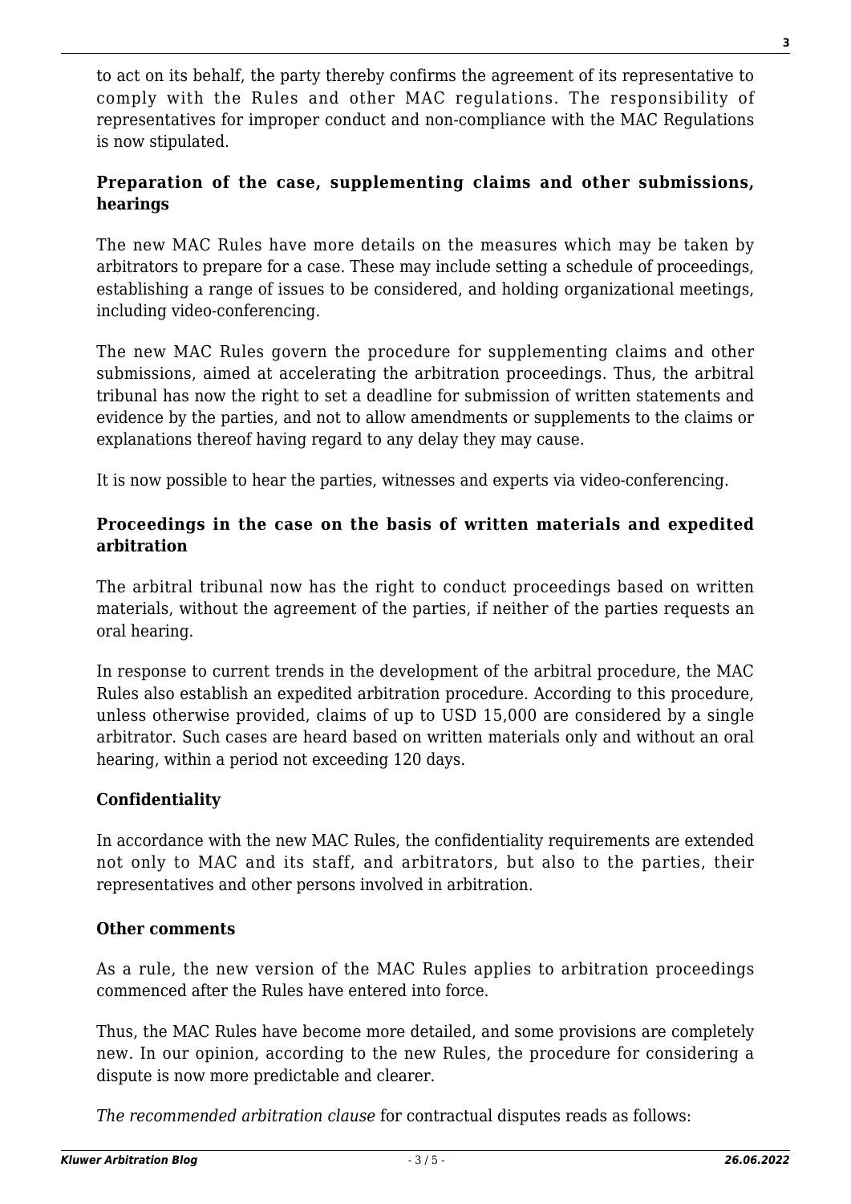to act on its behalf, the party thereby confirms the agreement of its representative to comply with the Rules and other MAC regulations. The responsibility of representatives for improper conduct and non-compliance with the MAC Regulations is now stipulated.

**Preparation of the case, supplementing claims and other submissions, hearings**

The new MAC Rules have more details on the measures which may be taken by arbitrators to prepare for a case. These may include setting a schedule of proceedings, establishing a range of issues to be considered, and holding organizational meetings, including video-conferencing.

The new MAC Rules govern the procedure for supplementing claims and other submissions, aimed at accelerating the arbitration proceedings. Thus, the arbitral tribunal has now the right to set a deadline for submission of written statements and evidence by the parties, and not to allow amendments or supplements to the claims or explanations thereof having regard to any delay they may cause.

It is now possible to hear the parties, witnesses and experts via video-conferencing.

**Proceedings in the case on the basis of written materials and expedited arbitration**

The arbitral tribunal now has the right to conduct proceedings based on written materials, without the agreement of the parties, if neither of the parties requests an oral hearing.

In response to current trends in the development of the arbitral procedure, the MAC Rules also establish an expedited arbitration procedure. According to this procedure, unless otherwise provided, claims of up to USD 15,000 are considered by a single arbitrator. Such cases are heard based on written materials only and without an oral hearing, within a period not exceeding 120 days.

**Confidentiality**

In accordance with the new MAC Rules, the confidentiality requirements are extended not only to MAC and its staff, and arbitrators, but also to the parties, their representatives and other persons involved in arbitration.

**Other comments**

As a rule, the new version of the MAC Rules applies to arbitration proceedings commenced after the Rules have entered into force.

Thus, the MAC Rules have become more detailed, and some provisions are completely new. In our opinion, according to the new Rules, the procedure for considering a dispute is now more predictable and clearer.

*The recommended arbitration clause* for contractual disputes reads as follows: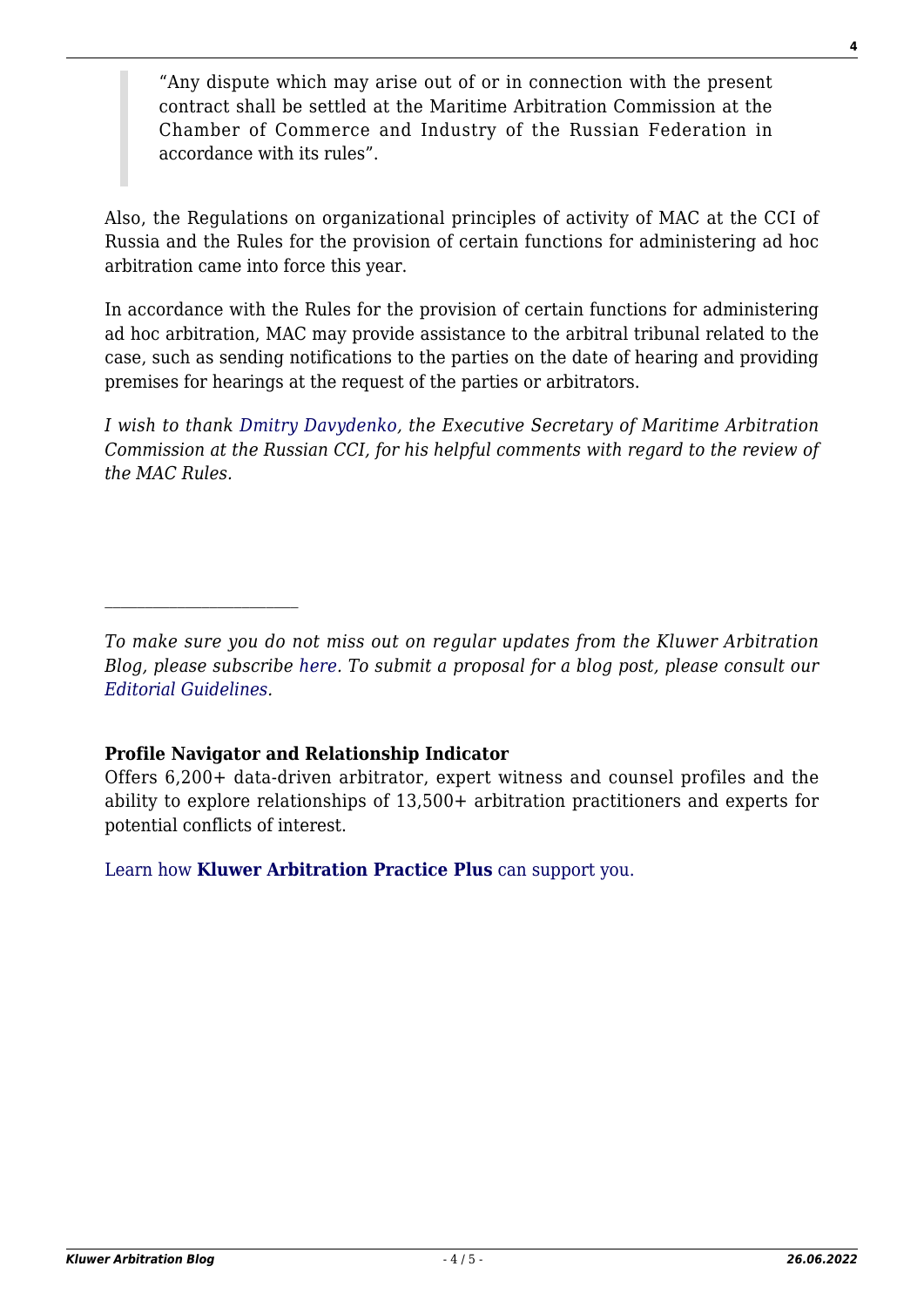> "Any dispute which may arise out of or in connection with the present contract shall be settled at the Maritime Arbitration Commission at the Chamber of Commerce and Industry of the Russian Federation in accordance with its rules".

Also, the Regulations on organizational principles of activity of MAC at the CCI of Russia and the Rules for the provision of certain functions for administering ad hoc arbitration came into force this year.

In accordance with the Rules for the provision of certain functions for administering ad hoc arbitration, MAC may provide assistance to the arbitral tribunal related to the case, such as sending notifications to the parties on the date of hearing and providing premises for hearings at the request of the parties or arbitrators.

*I wish to thank Dmitry Davydenko, the Executive Secretary of Maritime Arbitration Commission at the Russian CCI, for his helpful comments with regard to the review of the MAC Rules.*

---

*To make sure you do not miss out on regular updates from the Kluwer Arbitration Blog, please subscribe here. To submit a proposal for a blog post, please consult our Editorial Guidelines.*

**Profile Navigator and Relationship Indicator**

Offers 6,200+ data-driven arbitrator, expert witness and counsel profiles and the ability to explore relationships of 13,500+ arbitration practitioners and experts for potential conflicts of interest.

Learn how **Kluwer Arbitration Practice Plus** can support you.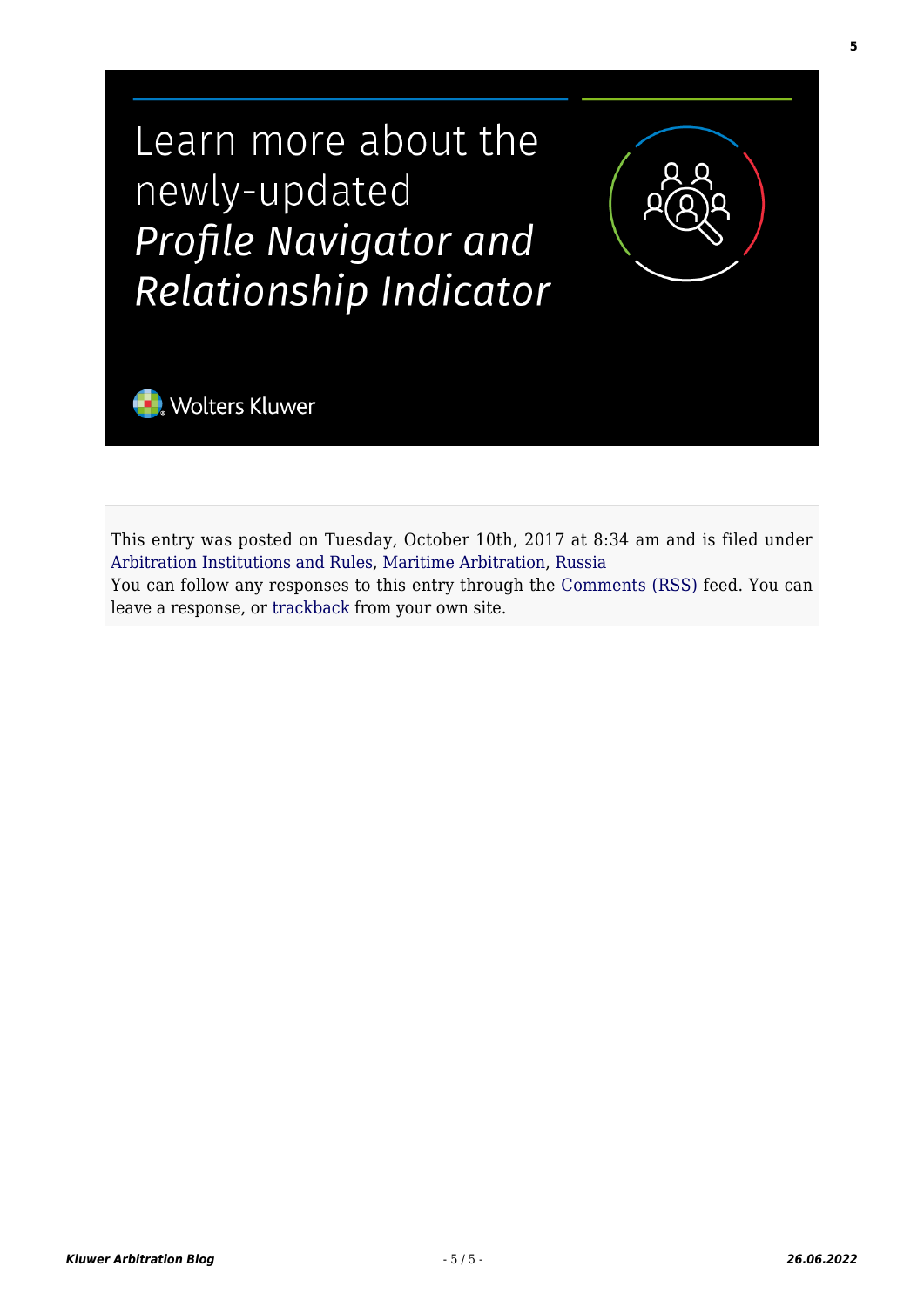Learn more about the newly-updated *Profile Navigator and Relationship Indicator*

Wolters Kluwer

This entry was posted on Tuesday, October 10th, 2017 at 8:34 am and is filed under Arbitration Institutions and Rules, Maritime Arbitration, Russia
You can follow any responses to this entry through the Comments (RSS) feed. You can leave a response, or trackback from your own site.